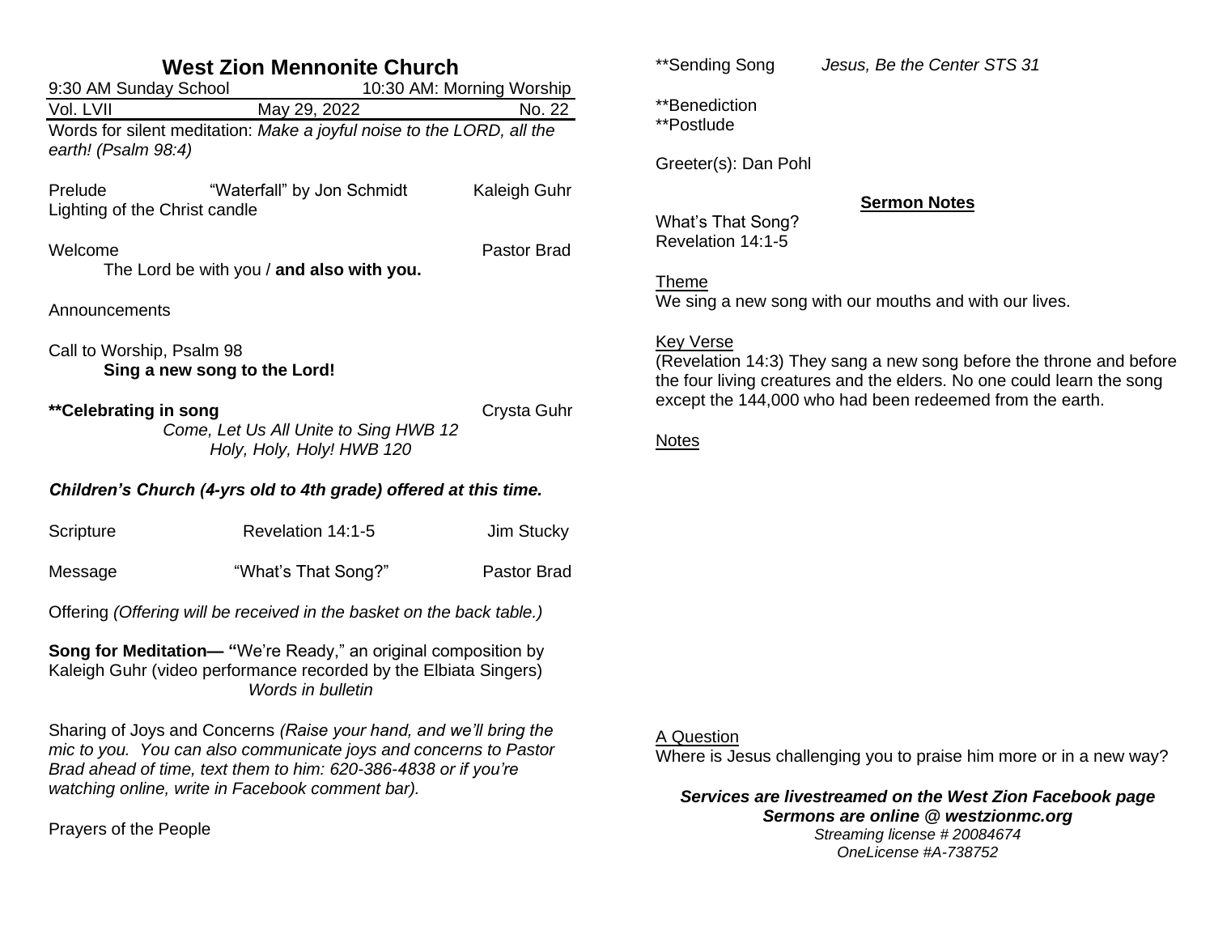# West Zion Mennonite Church

9:30 AM Sunday School | 10:30 AM: Morning Worship

Vol. LVII | May 29, 2022 | No. 22

Words for silent meditation: *Make a joyful noise to the LORD, all the earth! (Psalm 98:4)*

Prelude "Waterfall" by Jon Schmidt Kaleigh Guhr
Lighting of the Christ candle

Welcome Pastor Brad
The Lord be with you / **and also with you.**

Announcements

Call to Worship, Psalm 98
**Sing a new song to the Lord!**

**\*\*Celebrating in song** Crysta Guhr
*Come, Let Us All Unite to Sing HWB 12*
*Holy, Holy, Holy! HWB 120*

***Children's Church (4-yrs old to 4th grade) offered at this time.***

Scripture Revelation 14:1-5 Jim Stucky

Message "What's That Song?" Pastor Brad

Offering *(Offering will be received in the basket on the back table.)*

**Song for Meditation— "**We're Ready," an original composition by Kaleigh Guhr (video performance recorded by the Elbiata Singers)
*Words in bulletin*

Sharing of Joys and Concerns *(Raise your hand, and we'll bring the mic to you. You can also communicate joys and concerns to Pastor Brad ahead of time, text them to him: 620-386-4838 or if you're watching online, write in Facebook comment bar).*

Prayers of the People

\*\*Sending Song *Jesus, Be the Center STS 31*

\*\*Benediction
\*\*Postlude

Greeter(s): Dan Pohl

## Sermon Notes

What's That Song?
Revelation 14:1-5

Theme
We sing a new song with our mouths and with our lives.

Key Verse
(Revelation 14:3) They sang a new song before the throne and before the four living creatures and the elders. No one could learn the song except the 144,000 who had been redeemed from the earth.

Notes

A Question
Where is Jesus challenging you to praise him more or in a new way?

***Services are livestreamed on the West Zion Facebook page***
***Sermons are online @ westzionmc.org***
*Streaming license # 20084674*
*OneLicense #A-738752*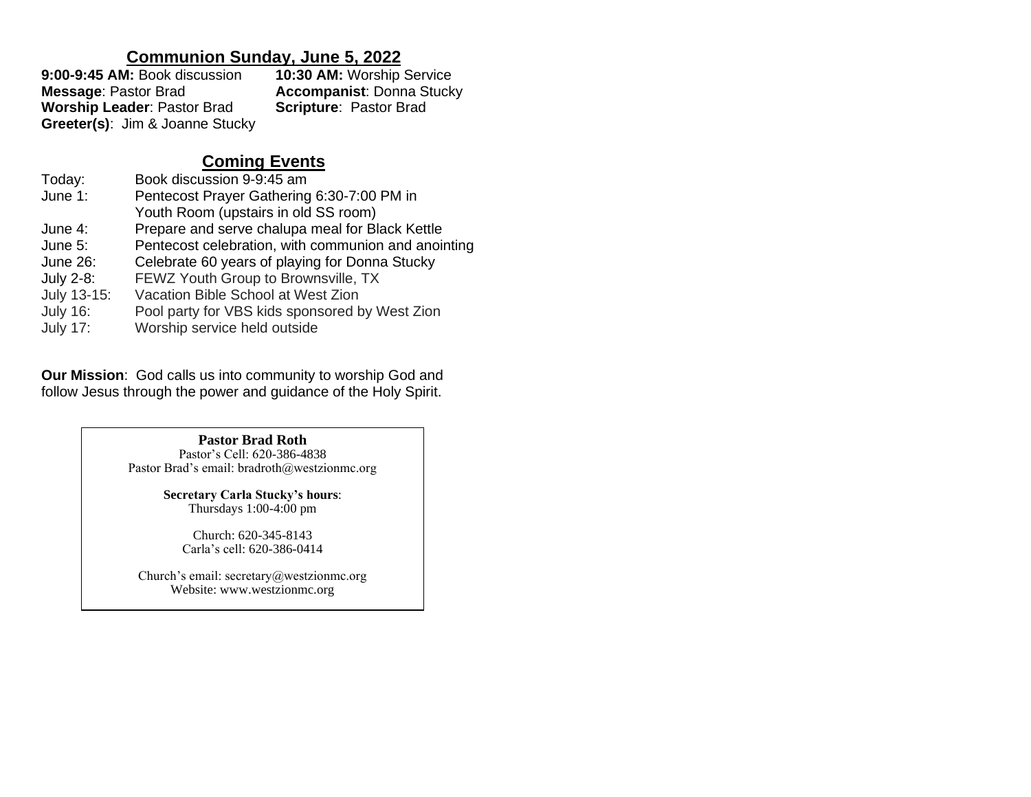## Communion Sunday, June 5, 2022

**9:00-9:45 AM:** Book discussion
**10:30 AM:** Worship Service
**Message**: Pastor Brad
**Accompanist**: Donna Stucky
**Worship Leader**: Pastor Brad
**Scripture**: Pastor Brad
**Greeter(s)**: Jim & Joanne Stucky

## Coming Events

| | |
|---|---|
| Today: | Book discussion 9-9:45 am |
| June 1: | Pentecost Prayer Gathering 6:30-7:00 PM in Youth Room (upstairs in old SS room) |
| June 4: | Prepare and serve chalupa meal for Black Kettle |
| June 5: | Pentecost celebration, with communion and anointing |
| June 26: | Celebrate 60 years of playing for Donna Stucky |
| July 2-8: | FEWZ Youth Group to Brownsville, TX |
| July 13-15: | Vacation Bible School at West Zion |
| July 16: | Pool party for VBS kids sponsored by West Zion |
| July 17: | Worship service held outside |

**Our Mission**: God calls us into community to worship God and follow Jesus through the power and guidance of the Holy Spirit.

**Pastor Brad Roth**
Pastor's Cell: 620-386-4838
Pastor Brad's email: bradroth@westzionmc.org

**Secretary Carla Stucky's hours**:
Thursdays 1:00-4:00 pm

Church: 620-345-8143
Carla's cell: 620-386-0414

Church's email: secretary@westzionmc.org
Website: www.westzionmc.org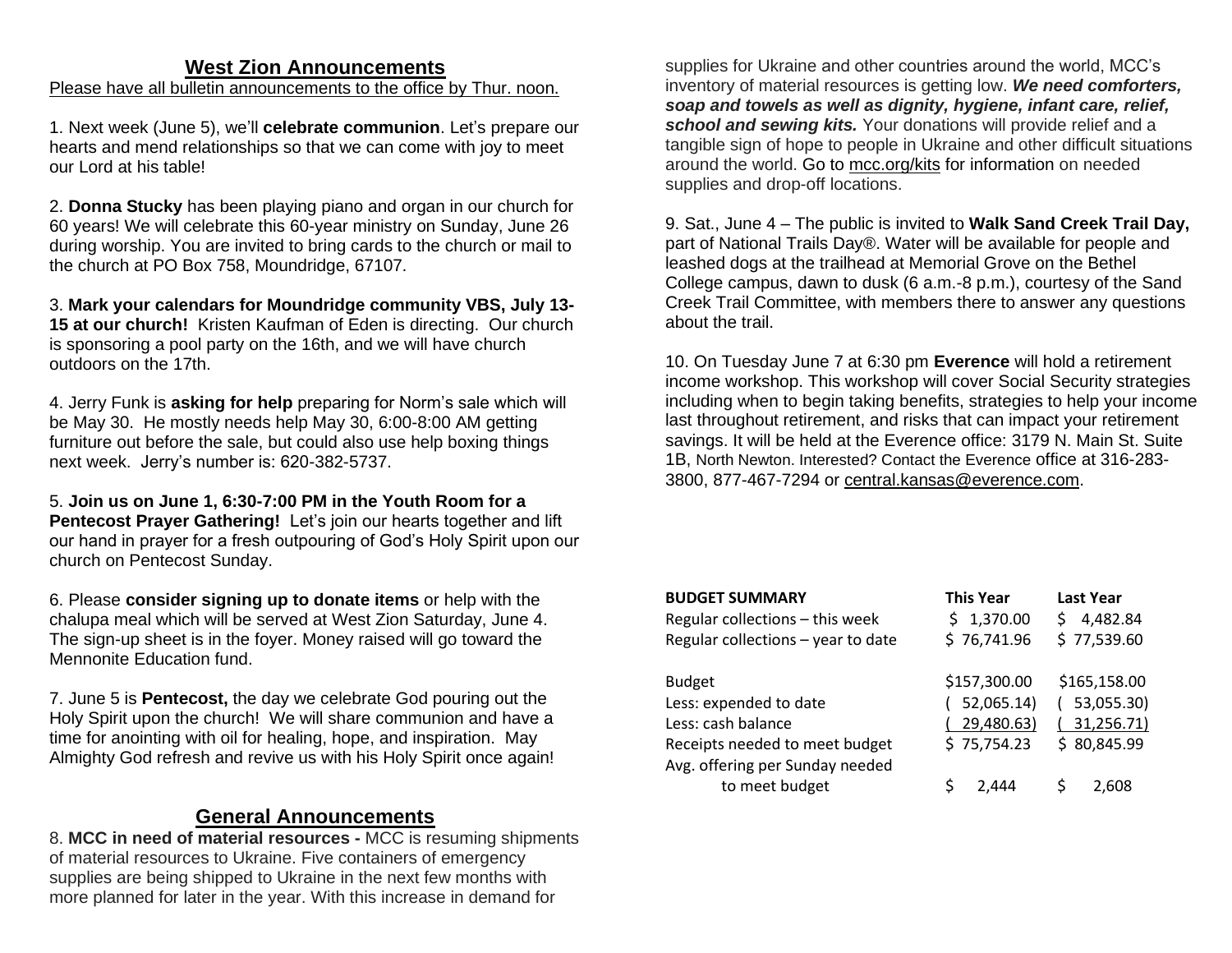## West Zion Announcements

Please have all bulletin announcements to the office by Thur. noon.

1. Next week (June 5), we'll **celebrate communion**. Let's prepare our hearts and mend relationships so that we can come with joy to meet our Lord at his table!

2. **Donna Stucky** has been playing piano and organ in our church for 60 years! We will celebrate this 60-year ministry on Sunday, June 26 during worship. You are invited to bring cards to the church or mail to the church at PO Box 758, Moundridge, 67107.

3. **Mark your calendars for Moundridge community VBS, July 13-15 at our church!** Kristen Kaufman of Eden is directing. Our church is sponsoring a pool party on the 16th, and we will have church outdoors on the 17th.

4. Jerry Funk is **asking for help** preparing for Norm's sale which will be May 30. He mostly needs help May 30, 6:00-8:00 AM getting furniture out before the sale, but could also use help boxing things next week. Jerry's number is: 620-382-5737.

5. **Join us on June 1, 6:30-7:00 PM in the Youth Room for a Pentecost Prayer Gathering!** Let's join our hearts together and lift our hand in prayer for a fresh outpouring of God's Holy Spirit upon our church on Pentecost Sunday.

6. Please **consider signing up to donate items** or help with the chalupa meal which will be served at West Zion Saturday, June 4. The sign-up sheet is in the foyer. Money raised will go toward the Mennonite Education fund.

7. June 5 is **Pentecost,** the day we celebrate God pouring out the Holy Spirit upon the church! We will share communion and have a time for anointing with oil for healing, hope, and inspiration. May Almighty God refresh and revive us with his Holy Spirit once again!

## General Announcements

8. **MCC in need of material resources -** MCC is resuming shipments of material resources to Ukraine. Five containers of emergency supplies are being shipped to Ukraine in the next few months with more planned for later in the year. With this increase in demand for supplies for Ukraine and other countries around the world, MCC's inventory of material resources is getting low. ***We need comforters, soap and towels as well as dignity, hygiene, infant care, relief, school and sewing kits.*** Your donations will provide relief and a tangible sign of hope to people in Ukraine and other difficult situations around the world. Go to mcc.org/kits for information on needed supplies and drop-off locations.

9. Sat., June 4 – The public is invited to **Walk Sand Creek Trail Day,** part of National Trails Day®. Water will be available for people and leashed dogs at the trailhead at Memorial Grove on the Bethel College campus, dawn to dusk (6 a.m.-8 p.m.), courtesy of the Sand Creek Trail Committee, with members there to answer any questions about the trail.

10. On Tuesday June 7 at 6:30 pm **Everence** will hold a retirement income workshop. This workshop will cover Social Security strategies including when to begin taking benefits, strategies to help your income last throughout retirement, and risks that can impact your retirement savings. It will be held at the Everence office: 3179 N. Main St. Suite 1B, North Newton. Interested? Contact the Everence office at 316-283-3800, 877-467-7294 or central.kansas@everence.com.

| **BUDGET SUMMARY** | **This Year** | **Last Year** |
|---|---|---|
| Regular collections – this week | $ 1,370.00 | $ 4,482.84 |
| Regular collections – year to date | $ 76,741.96 | $ 77,539.60 |
| | | |
| Budget | $157,300.00 | $165,158.00 |
| Less: expended to date | ( 52,065.14) | ( 53,055.30) |
| Less: cash balance | ( 29,480.63) | ( 31,256.71) |
| Receipts needed to meet budget | $ 75,754.23 | $ 80,845.99 |
| Avg. offering per Sunday needed to meet budget | $ 2,444 | $ 2,608 |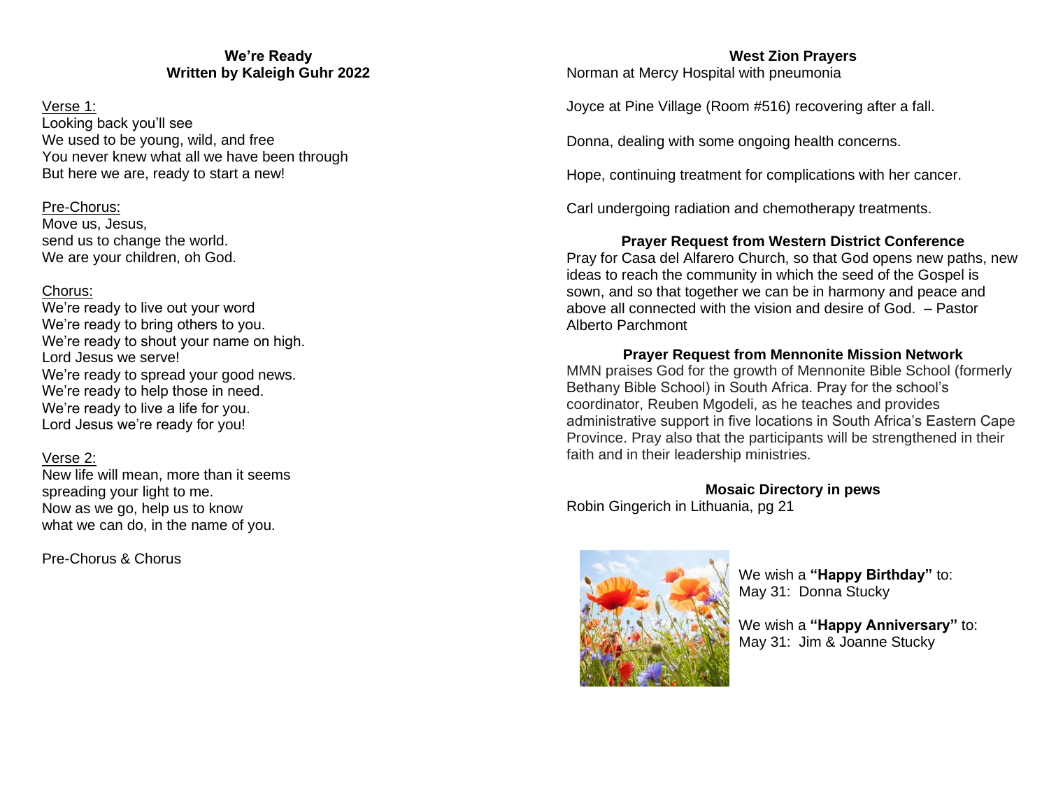**We're Ready**
**Written by Kaleigh Guhr 2022**

Verse 1:
Looking back you'll see
We used to be young, wild, and free
You never knew what all we have been through
But here we are, ready to start a new!

Pre-Chorus:
Move us, Jesus,
send us to change the world.
We are your children, oh God.

Chorus:
We're ready to live out your word
We're ready to bring others to you.
We're ready to shout your name on high.
Lord Jesus we serve!
We're ready to spread your good news.
We're ready to help those in need.
We're ready to live a life for you.
Lord Jesus we're ready for you!

Verse 2:
New life will mean, more than it seems
spreading your light to me.
Now as we go, help us to know
what we can do, in the name of you.

Pre-Chorus & Chorus

**West Zion Prayers**

Norman at Mercy Hospital with pneumonia

Joyce at Pine Village (Room #516) recovering after a fall.

Donna, dealing with some ongoing health concerns.

Hope, continuing treatment for complications with her cancer.

Carl undergoing radiation and chemotherapy treatments.

**Prayer Request from Western District Conference**

Pray for Casa del Alfarero Church, so that God opens new paths, new ideas to reach the community in which the seed of the Gospel is sown, and so that together we can be in harmony and peace and above all connected with the vision and desire of God. – Pastor Alberto Parchmont

**Prayer Request from Mennonite Mission Network**

MMN praises God for the growth of Mennonite Bible School (formerly Bethany Bible School) in South Africa. Pray for the school's coordinator, Reuben Mgodeli, as he teaches and provides administrative support in five locations in South Africa's Eastern Cape Province. Pray also that the participants will be strengthened in their faith and in their leadership ministries.

**Mosaic Directory in pews**

Robin Gingerich in Lithuania, pg 21

We wish a **"Happy Birthday"** to:
May 31: Donna Stucky

We wish a **"Happy Anniversary"** to:
May 31: Jim & Joanne Stucky